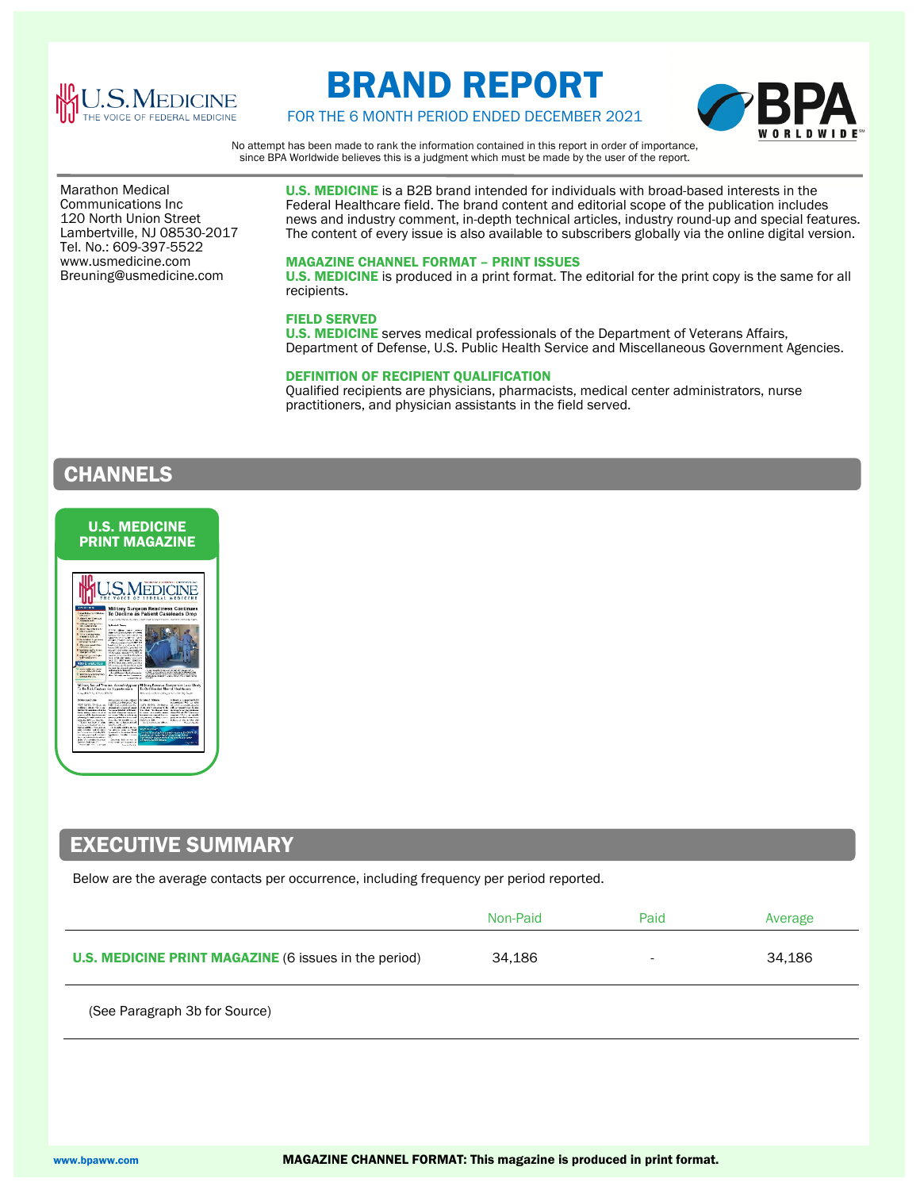# BRAND REPORT

FOR THE 6 MONTH PERIOD ENDED DECEMBER 2021

No attempt has been made to rank the information contained in this report in order of importance, since BPA Worldwide believes this is a judgment which must be made by the user of the report.

Marathon Medical Communications Inc
120 North Union Street
Lambertville, NJ 08530-2017
Tel. No.: 609-397-5522
www.usmedicine.com
Breuning@usmedicine.com

**U.S. MEDICINE** is a B2B brand intended for individuals with broad-based interests in the Federal Healthcare field. The brand content and editorial scope of the publication includes news and industry comment, in-depth technical articles, industry round-up and special features. The content of every issue is also available to subscribers globally via the online digital version.

**MAGAZINE CHANNEL FORMAT – PRINT ISSUES**

**U.S. MEDICINE** is produced in a print format. The editorial for the print copy is the same for all recipients.

**FIELD SERVED**

**U.S. MEDICINE** serves medical professionals of the Department of Veterans Affairs, Department of Defense, U.S. Public Health Service and Miscellaneous Government Agencies.

**DEFINITION OF RECIPIENT QUALIFICATION**

Qualified recipients are physicians, pharmacists, medical center administrators, nurse practitioners, and physician assistants in the field served.

## CHANNELS

**U.S. MEDICINE PRINT MAGAZINE**

## EXECUTIVE SUMMARY

Below are the average contacts per occurrence, including frequency per period reported.

| | Non-Paid | Paid | Average |
|---|---|---|---|
| **U.S. MEDICINE PRINT MAGAZINE** (6 issues in the period) | 34,186 | - | 34,186 |

(See Paragraph 3b for Source)

**MAGAZINE CHANNEL FORMAT: This magazine is produced in print format.**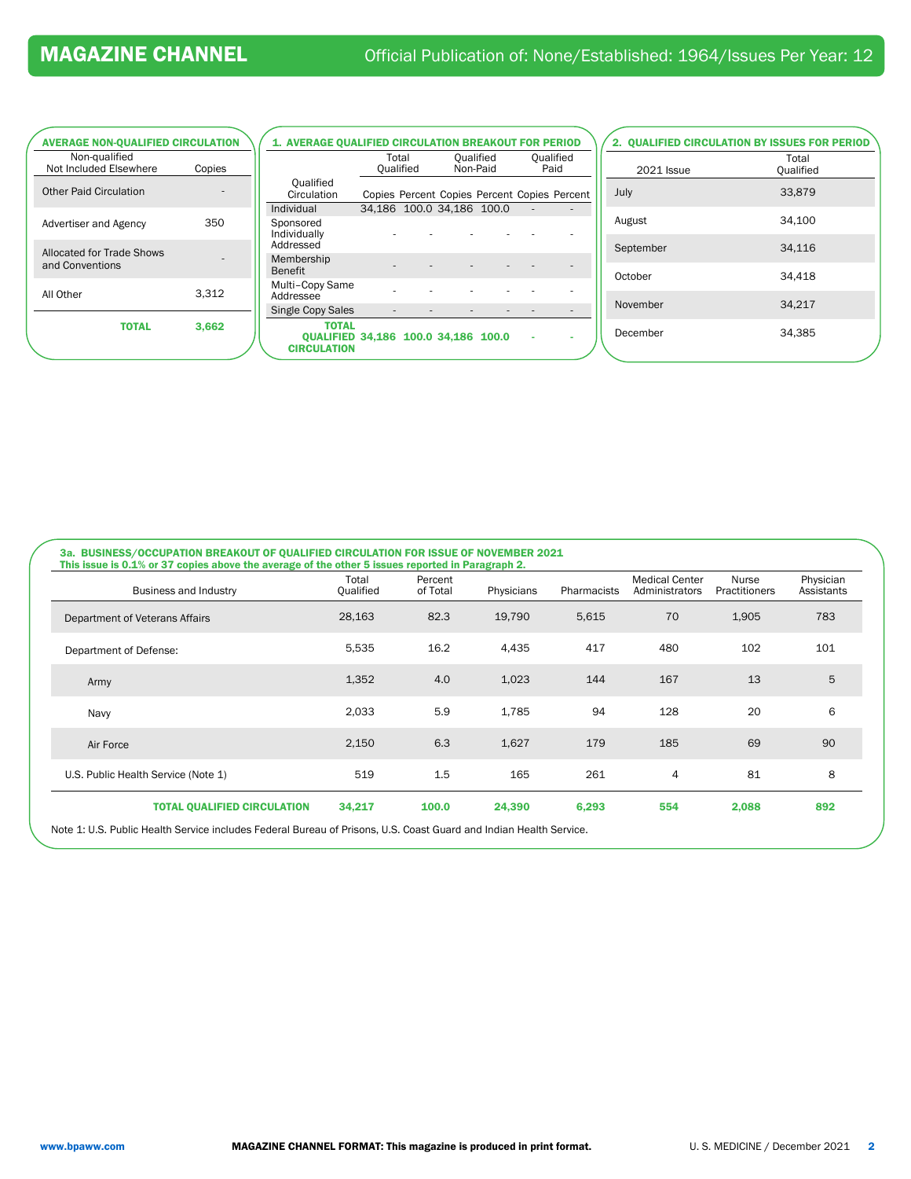# MAGAZINE CHANNEL

Official Publication of: None/Established: 1964/Issues Per Year: 12

### AVERAGE NON-QUALIFIED CIRCULATION

| Non-qualified Not Included Elsewhere | Copies |
|---|---|
| Other Paid Circulation | - |
| Advertiser and Agency | 350 |
| Allocated for Trade Shows and Conventions | - |
| All Other | 3,312 |
| **TOTAL** | **3,662** |

### 1. AVERAGE QUALIFIED CIRCULATION BREAKOUT FOR PERIOD

| Qualified Circulation | Total Qualified | | Qualified Non-Paid | | Qualified Paid | |
|---|---|---|---|---|---|---|
| | Copies | Percent | Copies | Percent | Copies | Percent |
| Individual | 34,186 | 100.0 | 34,186 | 100.0 | - | - |
| Sponsored Individually Addressed | - | - | - | - | - | - |
| Membership Benefit | - | - | - | - | - | - |
| Multi–Copy Same Addressee | - | - | - | - | - | - |
| Single Copy Sales | - | - | - | - | - | - |
| **TOTAL QUALIFIED CIRCULATION** | **34,186** | **100.0** | **34,186** | **100.0** | **-** | **-** |

### 2. QUALIFIED CIRCULATION BY ISSUES FOR PERIOD

| 2021 Issue | Total Qualified |
|---|---|
| July | 33,879 |
| August | 34,100 |
| September | 34,116 |
| October | 34,418 |
| November | 34,217 |
| December | 34,385 |

### 3a. BUSINESS/OCCUPATION BREAKOUT OF QUALIFIED CIRCULATION FOR ISSUE OF NOVEMBER 2021

**This issue is 0.1% or 37 copies above the average of the other 5 issues reported in Paragraph 2.**

| Business and Industry | Total Qualified | Percent of Total | Physicians | Pharmacists | Medical Center Administrators | Nurse Practitioners | Physician Assistants |
|---|---|---|---|---|---|---|---|
| Department of Veterans Affairs | 28,163 | 82.3 | 19,790 | 5,615 | 70 | 1,905 | 783 |
| Department of Defense: | 5,535 | 16.2 | 4,435 | 417 | 480 | 102 | 101 |
| Army | 1,352 | 4.0 | 1,023 | 144 | 167 | 13 | 5 |
| Navy | 2,033 | 5.9 | 1,785 | 94 | 128 | 20 | 6 |
| Air Force | 2,150 | 6.3 | 1,627 | 179 | 185 | 69 | 90 |
| U.S. Public Health Service (Note 1) | 519 | 1.5 | 165 | 261 | 4 | 81 | 8 |
| **TOTAL QUALIFIED CIRCULATION** | **34,217** | **100.0** | **24,390** | **6,293** | **554** | **2,088** | **892** |

Note 1: U.S. Public Health Service includes Federal Bureau of Prisons, U.S. Coast Guard and Indian Health Service.

www.bpaww.com

**MAGAZINE CHANNEL FORMAT: This magazine is produced in print format.**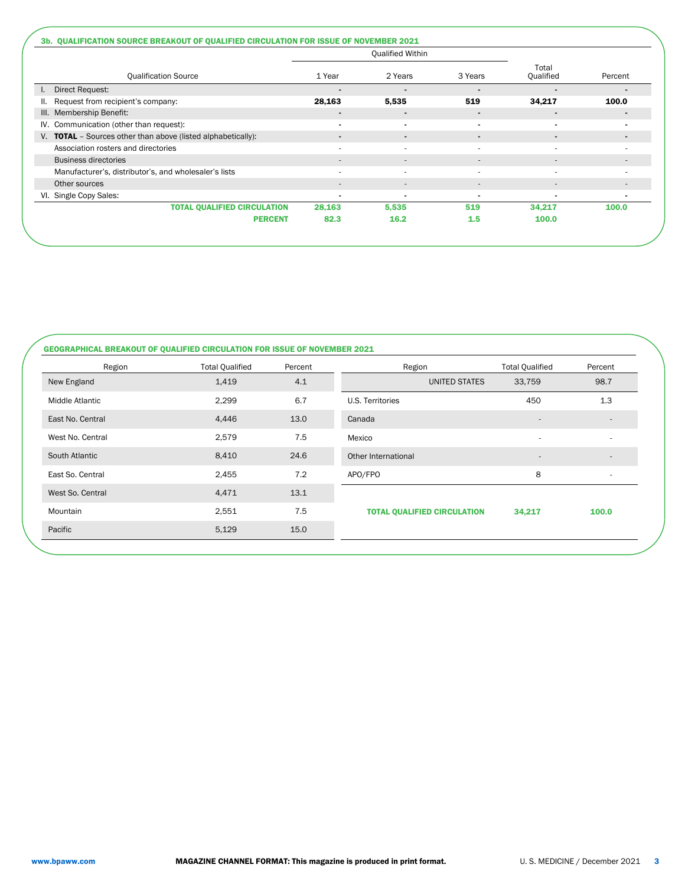### 3b. QUALIFICATION SOURCE BREAKOUT OF QUALIFIED CIRCULATION FOR ISSUE OF NOVEMBER 2021

| Qualification Source | Qualified Within | | | Total Qualified | Percent |
|---|---|---|---|---|---|
| | 1 Year | 2 Years | 3 Years | | |
| I. Direct Request: | - | - | - | - | - |
| II. Request from recipient's company: | **28,163** | **5,535** | **519** | **34,217** | **100.0** |
| III. Membership Benefit: | - | - | - | - | - |
| IV. Communication (other than request): | - | - | - | - | - |
| V. **TOTAL** – Sources other than above (listed alphabetically): | - | - | - | - | - |
| Association rosters and directories | - | - | - | - | - |
| Business directories | - | - | - | - | - |
| Manufacturer's, distributor's, and wholesaler's lists | - | - | - | - | - |
| Other sources | - | - | - | - | - |
| VI. Single Copy Sales: | - | - | - | - | - |
| **TOTAL QUALIFIED CIRCULATION** | **28,163** | **5,535** | **519** | **34,217** | **100.0** |
| **PERCENT** | **82.3** | **16.2** | **1.5** | **100.0** | |

### GEOGRAPHICAL BREAKOUT OF QUALIFIED CIRCULATION FOR ISSUE OF NOVEMBER 2021

| Region | Total Qualified | Percent |
|---|---|---|
| New England | 1,419 | 4.1 |
| Middle Atlantic | 2,299 | 6.7 |
| East No. Central | 4,446 | 13.0 |
| West No. Central | 2,579 | 7.5 |
| South Atlantic | 8,410 | 24.6 |
| East So. Central | 2,455 | 7.2 |
| West So. Central | 4,471 | 13.1 |
| Mountain | 2,551 | 7.5 |
| Pacific | 5,129 | 15.0 |

| Region | Total Qualified | Percent |
|---|---|---|
| UNITED STATES | 33,759 | 98.7 |
| U.S. Territories | 450 | 1.3 |
| Canada | - | - |
| Mexico | - | - |
| Other International | - | - |
| APO/FPO | 8 | - |
| **TOTAL QUALIFIED CIRCULATION** | **34,217** | **100.0** |

www.bpaww.com

**MAGAZINE CHANNEL FORMAT: This magazine is produced in print format.**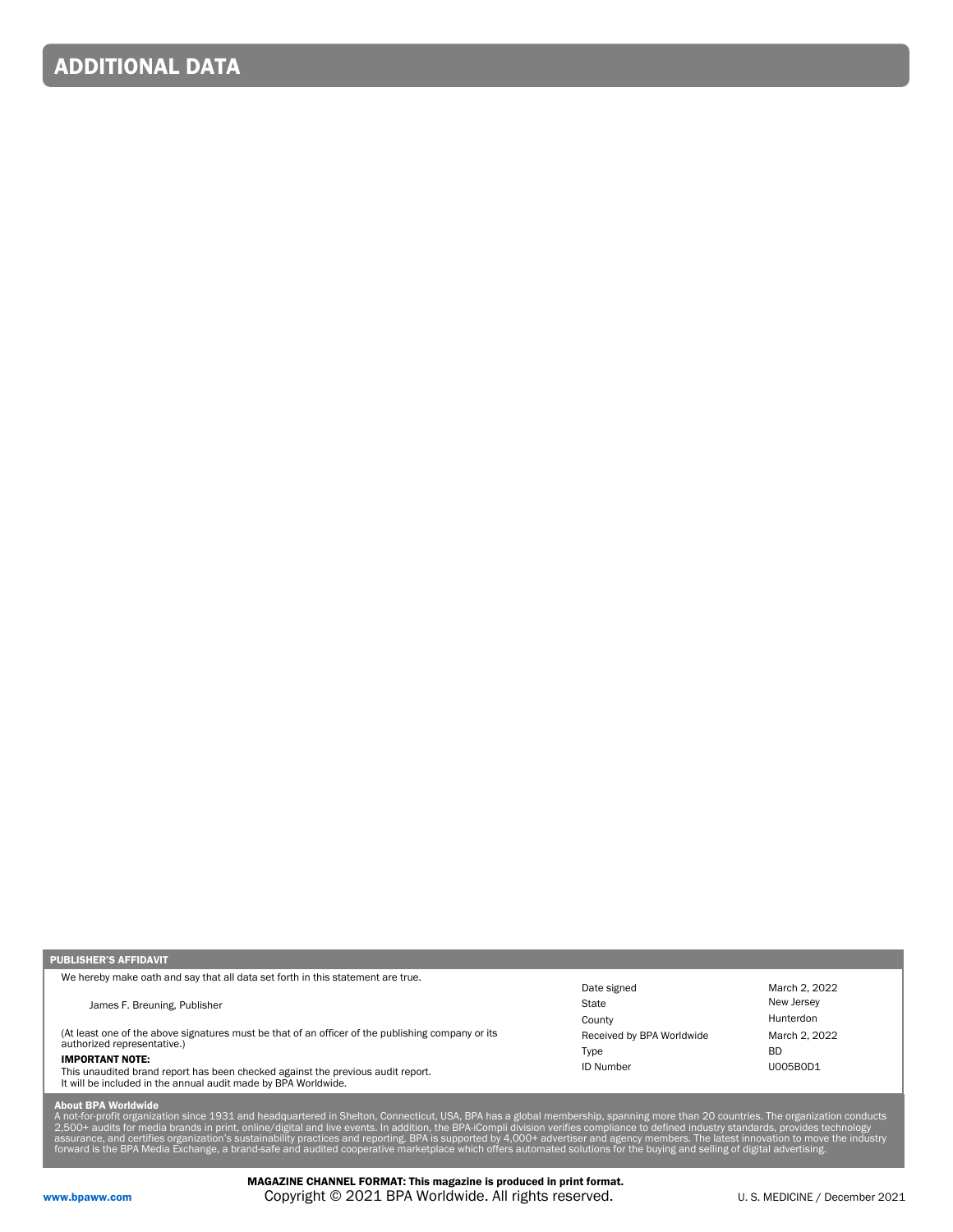# ADDITIONAL DATA

## PUBLISHER'S AFFIDAVIT

We hereby make oath and say that all data set forth in this statement are true.

James F. Breuning, Publisher

(At least one of the above signatures must be that of an officer of the publishing company or its authorized representative.)

**IMPORTANT NOTE:**
This unaudited brand report has been checked against the previous audit report.
It will be included in the annual audit made by BPA Worldwide.

| | |
|---|---|
| Date signed | March 2, 2022 |
| State | New Jersey |
| County | Hunterdon |
| Received by BPA Worldwide | March 2, 2022 |
| Type | BD |
| ID Number | U005B0D1 |

**About BPA Worldwide**
A not-for-profit organization since 1931 and headquartered in Shelton, Connecticut, USA, BPA has a global membership, spanning more than 20 countries. The organization conducts 2,500+ audits for media brands in print, online/digital and live events. In addition, the BPA-iCompli division verifies compliance to defined industry standards, provides technology assurance, and certifies organization's sustainability practices and reporting. BPA is supported by 4,000+ advertiser and agency members. The latest innovation to move the industry forward is the BPA Media Exchange, a brand-safe and audited cooperative marketplace which offers automated solutions for the buying and selling of digital advertising.

**MAGAZINE CHANNEL FORMAT: This magazine is produced in print format.**

www.bpaww.com

Copyright © 2021 BPA Worldwide. All rights reserved.

U. S. MEDICINE / December 2021